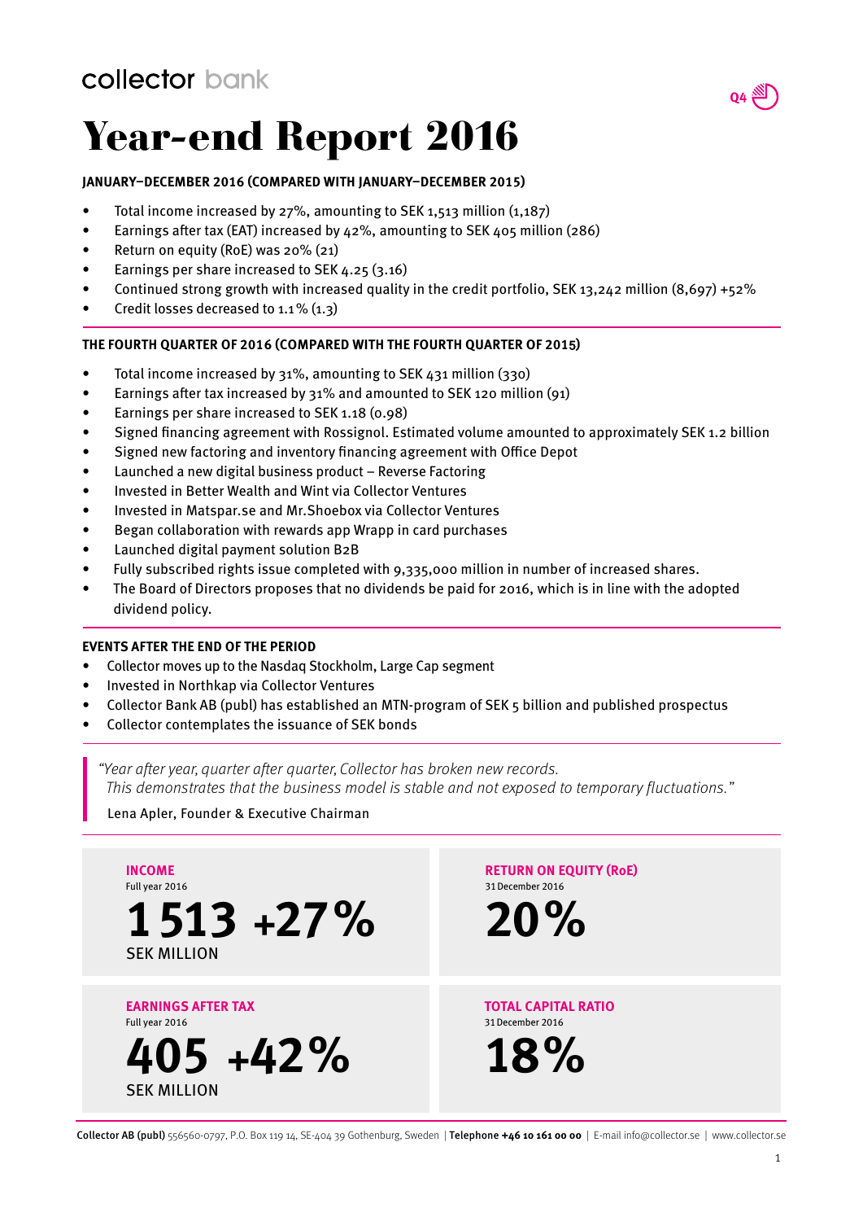collector bank

Q4

# Year-end Report 2016

**JANUARY–DECEMBER 2016 (COMPARED WITH JANUARY–DECEMBER 2015)**

- Total income increased by 27%, amounting to SEK 1,513 million (1,187)
- Earnings after tax (EAT) increased by 42%, amounting to SEK 405 million (286)
- Return on equity (RoE) was 20% (21)
- Earnings per share increased to SEK 4.25 (3.16)
- Continued strong growth with increased quality in the credit portfolio, SEK 13,242 million (8,697) +52%
- Credit losses decreased to 1.1% (1.3)

**THE FOURTH QUARTER OF 2016 (COMPARED WITH THE FOURTH QUARTER OF 2015)**

- Total income increased by 31%, amounting to SEK 431 million (330)
- Earnings after tax increased by 31% and amounted to SEK 120 million (91)
- Earnings per share increased to SEK 1.18 (0.98)
- Signed financing agreement with Rossignol. Estimated volume amounted to approximately SEK 1.2 billion
- Signed new factoring and inventory financing agreement with Office Depot
- Launched a new digital business product – Reverse Factoring
- Invested in Better Wealth and Wint via Collector Ventures
- Invested in Matspar.se and Mr.Shoebox via Collector Ventures
- Began collaboration with rewards app Wrapp in card purchases
- Launched digital payment solution B2B
- Fully subscribed rights issue completed with 9,335,000 million in number of increased shares.
- The Board of Directors proposes that no dividends be paid for 2016, which is in line with the adopted dividend policy.

**EVENTS AFTER THE END OF THE PERIOD**

- Collector moves up to the Nasdaq Stockholm, Large Cap segment
- Invested in Northkap via Collector Ventures
- Collector Bank AB (publ) has established an MTN-program of SEK 5 billion and published prospectus
- Collector contemplates the issuance of SEK bonds

> *"Year after year, quarter after quarter, Collector has broken new records. This demonstrates that the business model is stable and not exposed to temporary fluctuations."*
>
> Lena Apler, Founder & Executive Chairman

**INCOME**
Full year 2016
**1 513 +27%**
SEK MILLION

**RETURN ON EQUITY (RoE)**
31 December 2016
**20%**

**EARNINGS AFTER TAX**
Full year 2016
**405 +42%**
SEK MILLION

**TOTAL CAPITAL RATIO**
31 December 2016
**18%**

**Collector AB (publ)** 556560-0797, P.O. Box 119 14, SE-404 39 Gothenburg, Sweden | **Telephone +46 10 161 00 00** | E-mail info@collector.se | www.collector.se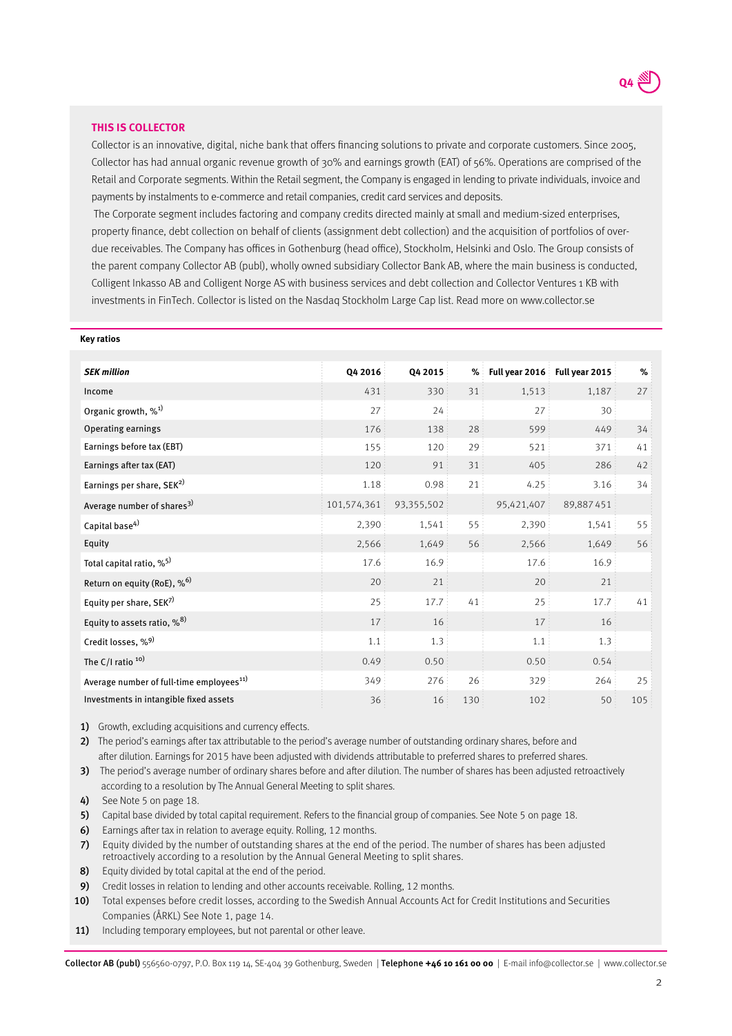## THIS IS COLLECTOR

Collector is an innovative, digital, niche bank that offers financing solutions to private and corporate customers. Since 2005, Collector has had annual organic revenue growth of 30% and earnings growth (EAT) of 56%. Operations are comprised of the Retail and Corporate segments. Within the Retail segment, the Company is engaged in lending to private individuals, invoice and payments by instalments to e-commerce and retail companies, credit card services and deposits.

The Corporate segment includes factoring and company credits directed mainly at small and medium-sized enterprises, property finance, debt collection on behalf of clients (assignment debt collection) and the acquisition of portfolios of overdue receivables. The Company has offices in Gothenburg (head office), Stockholm, Helsinki and Oslo. The Group consists of the parent company Collector AB (publ), wholly owned subsidiary Collector Bank AB, where the main business is conducted, Colligent Inkasso AB and Colligent Norge AS with business services and debt collection and Collector Ventures 1 KB with investments in FinTech. Collector is listed on the Nasdaq Stockholm Large Cap list. Read more on www.collector.se

**Key ratios**

| *SEK million* | Q4 2016 | Q4 2015 | % | Full year 2016 | Full year 2015 | % |
|---|---|---|---|---|---|---|
| Income | 431 | 330 | 31 | 1,513 | 1,187 | 27 |
| Organic growth, %[1] | 27 | 24 | | 27 | 30 | |
| Operating earnings | 176 | 138 | 28 | 599 | 449 | 34 |
| Earnings before tax (EBT) | 155 | 120 | 29 | 521 | 371 | 41 |
| Earnings after tax (EAT) | 120 | 91 | 31 | 405 | 286 | 42 |
| Earnings per share, SEK[2] | 1.18 | 0.98 | 21 | 4.25 | 3.16 | 34 |
| Average number of shares[3] | 101,574,361 | 93,355,502 | | 95,421,407 | 89,887 451 | |
| Capital base[4] | 2,390 | 1,541 | 55 | 2,390 | 1,541 | 55 |
| Equity | 2,566 | 1,649 | 56 | 2,566 | 1,649 | 56 |
| Total capital ratio, %[5] | 17.6 | 16.9 | | 17.6 | 16.9 | |
| Return on equity (RoE), %[6] | 20 | 21 | | 20 | 21 | |
| Equity per share, SEK[7] | 25 | 17.7 | 41 | 25 | 17.7 | 41 |
| Equity to assets ratio, %[8] | 17 | 16 | | 17 | 16 | |
| Credit losses, %[9] | 1.1 | 1.3 | | 1.1 | 1.3 | |
| The C/I ratio [10] | 0.49 | 0.50 | | 0.50 | 0.54 | |
| Average number of full-time employees[11] | 349 | 276 | 26 | 329 | 264 | 25 |
| Investments in intangible fixed assets | 36 | 16 | 130 | 102 | 50 | 105 |

1) Growth, excluding acquisitions and currency effects.
2) The period's earnings after tax attributable to the period's average number of outstanding ordinary shares, before and after dilution. Earnings for 2015 have been adjusted with dividends attributable to preferred shares to preferred shares.
3) The period's average number of ordinary shares before and after dilution. The number of shares has been adjusted retroactively according to a resolution by The Annual General Meeting to split shares.
4) See Note 5 on page 18.
5) Capital base divided by total capital requirement. Refers to the financial group of companies. See Note 5 on page 18.
6) Earnings after tax in relation to average equity. Rolling, 12 months.
7) Equity divided by the number of outstanding shares at the end of the period. The number of shares has been adjusted retroactively according to a resolution by the Annual General Meeting to split shares.
8) Equity divided by total capital at the end of the period.
9) Credit losses in relation to lending and other accounts receivable. Rolling, 12 months.
10) Total expenses before credit losses, according to the Swedish Annual Accounts Act for Credit Institutions and Securities Companies (ÅRKL) See Note 1, page 14.
11) Including temporary employees, but not parental or other leave.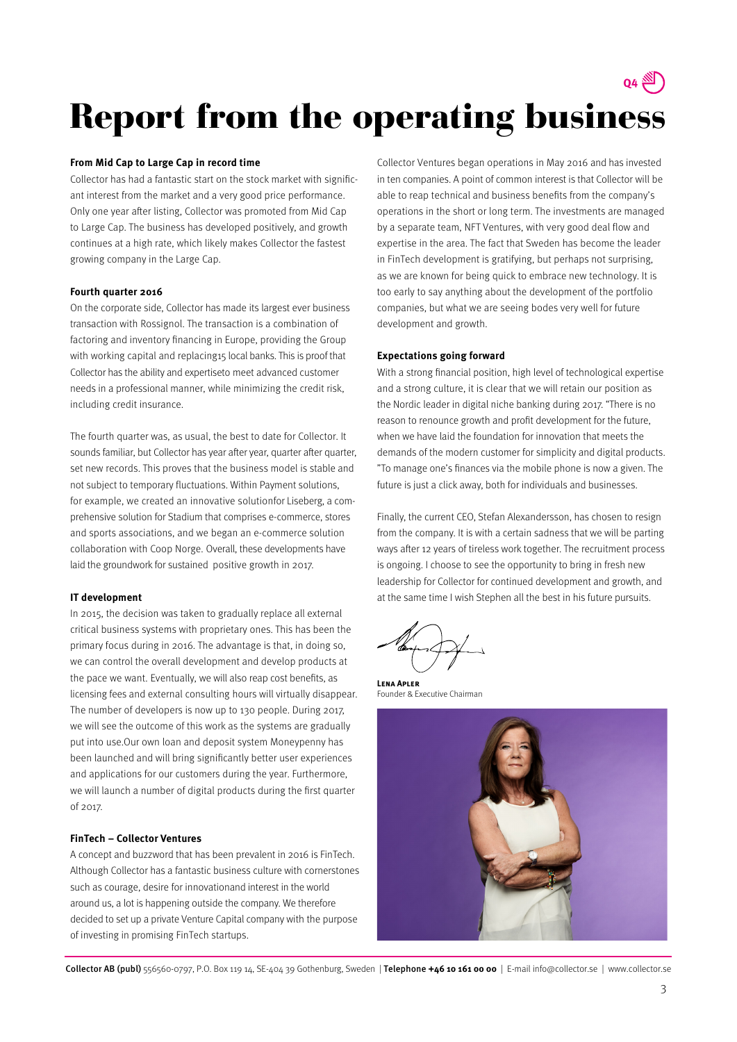# Report from the operating business

### From Mid Cap to Large Cap in record time

Collector has had a fantastic start on the stock market with significant interest from the market and a very good price performance. Only one year after listing, Collector was promoted from Mid Cap to Large Cap. The business has developed positively, and growth continues at a high rate, which likely makes Collector the fastest growing company in the Large Cap.

### Fourth quarter 2016

On the corporate side, Collector has made its largest ever business transaction with Rossignol. The transaction is a combination of factoring and inventory financing in Europe, providing the Group with working capital and replacing15 local banks. This is proof that Collector has the ability and expertiseto meet advanced customer needs in a professional manner, while minimizing the credit risk, including credit insurance.

The fourth quarter was, as usual, the best to date for Collector. It sounds familiar, but Collector has year after year, quarter after quarter, set new records. This proves that the business model is stable and not subject to temporary fluctuations. Within Payment solutions, for example, we created an innovative solutionfor Liseberg, a comprehensive solution for Stadium that comprises e-commerce, stores and sports associations, and we began an e-commerce solution collaboration with Coop Norge. Overall, these developments have laid the groundwork for sustained positive growth in 2017.

### IT development

In 2015, the decision was taken to gradually replace all external critical business systems with proprietary ones. This has been the primary focus during in 2016. The advantage is that, in doing so, we can control the overall development and develop products at the pace we want. Eventually, we will also reap cost benefits, as licensing fees and external consulting hours will virtually disappear. The number of developers is now up to 130 people. During 2017, we will see the outcome of this work as the systems are gradually put into use.Our own loan and deposit system Moneypenny has been launched and will bring significantly better user experiences and applications for our customers during the year. Furthermore, we will launch a number of digital products during the first quarter of 2017.

### FinTech – Collector Ventures

A concept and buzzword that has been prevalent in 2016 is FinTech. Although Collector has a fantastic business culture with cornerstones such as courage, desire for innovationand interest in the world around us, a lot is happening outside the company. We therefore decided to set up a private Venture Capital company with the purpose of investing in promising FinTech startups.

Collector Ventures began operations in May 2016 and has invested in ten companies. A point of common interest is that Collector will be able to reap technical and business benefits from the company's operations in the short or long term. The investments are managed by a separate team, NFT Ventures, with very good deal flow and expertise in the area. The fact that Sweden has become the leader in FinTech development is gratifying, but perhaps not surprising, as we are known for being quick to embrace new technology. It is too early to say anything about the development of the portfolio companies, but what we are seeing bodes very well for future development and growth.

### Expectations going forward

With a strong financial position, high level of technological expertise and a strong culture, it is clear that we will retain our position as the Nordic leader in digital niche banking during 2017. "There is no reason to renounce growth and profit development for the future, when we have laid the foundation for innovation that meets the demands of the modern customer for simplicity and digital products. "To manage one's finances via the mobile phone is now a given. The future is just a click away, both for individuals and businesses.

Finally, the current CEO, Stefan Alexandersson, has chosen to resign from the company. It is with a certain sadness that we will be parting ways after 12 years of tireless work together. The recruitment process is ongoing. I choose to see the opportunity to bring in fresh new leadership for Collector for continued development and growth, and at the same time I wish Stephen all the best in his future pursuits.

**Lena Apler**
Founder & Executive Chairman

**Collector AB (publ)** 556560-0797, P.O. Box 119 14, SE-404 39 Gothenburg, Sweden | **Telephone +46 10 161 00 00** | E-mail info@collector.se | www.collector.se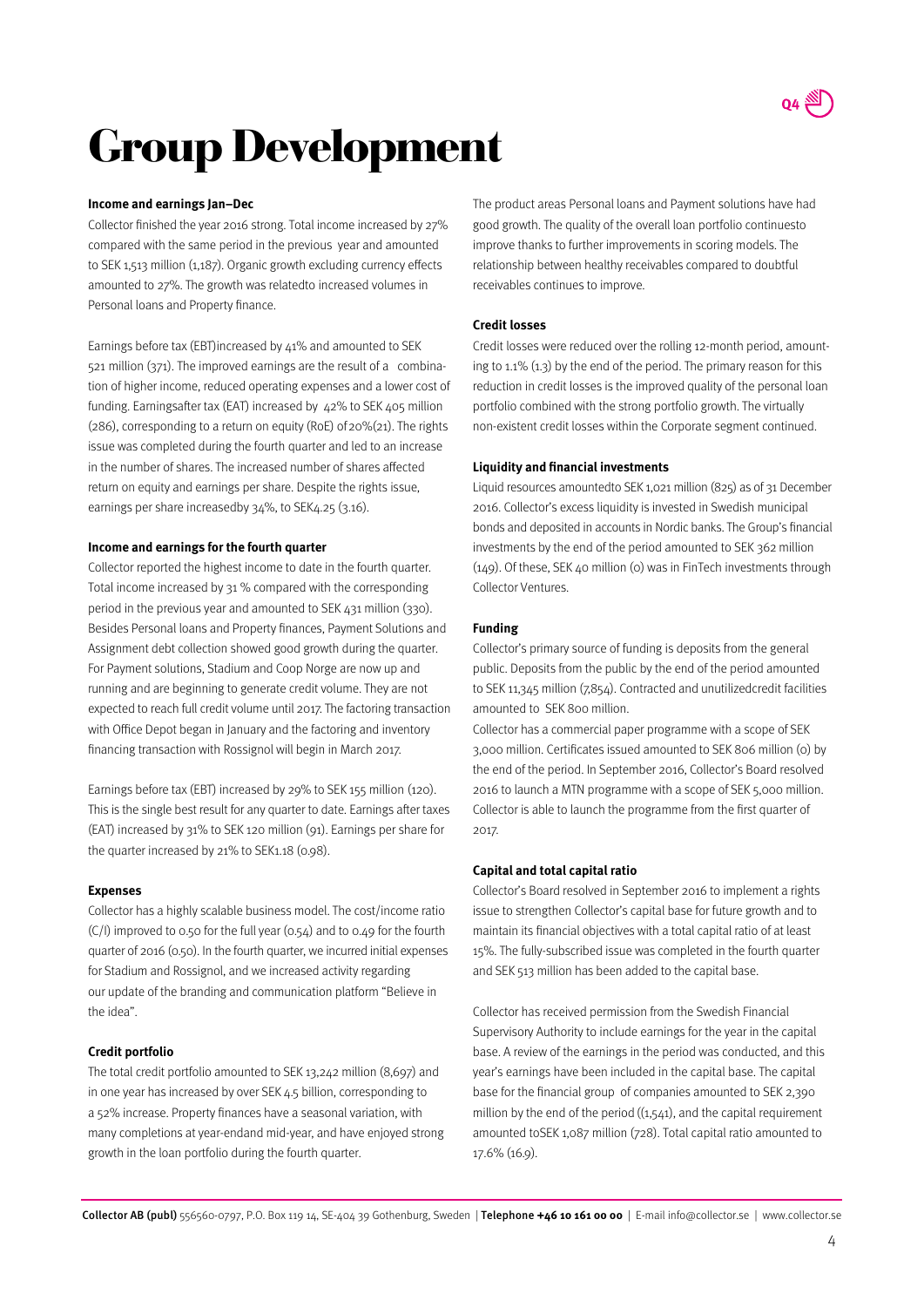# Group Development

### Income and earnings Jan–Dec

Collector finished the year 2016 strong. Total income increased by 27% compared with the same period in the previous year and amounted to SEK 1,513 million (1,187). Organic growth excluding currency effects amounted to 27%. The growth was relatedto increased volumes in Personal loans and Property finance.

Earnings before tax (EBT)increased by 41% and amounted to SEK 521 million (371). The improved earnings are the result of a combination of higher income, reduced operating expenses and a lower cost of funding. Earningsafter tax (EAT) increased by 42% to SEK 405 million (286), corresponding to a return on equity (RoE) of 20%(21). The rights issue was completed during the fourth quarter and led to an increase in the number of shares. The increased number of shares affected return on equity and earnings per share. Despite the rights issue, earnings per share increasedby 34%, to SEK4.25 (3.16).

### Income and earnings for the fourth quarter

Collector reported the highest income to date in the fourth quarter. Total income increased by 31 % compared with the corresponding period in the previous year and amounted to SEK 431 million (330). Besides Personal loans and Property finances, Payment Solutions and Assignment debt collection showed good growth during the quarter. For Payment solutions, Stadium and Coop Norge are now up and running and are beginning to generate credit volume. They are not expected to reach full credit volume until 2017. The factoring transaction with Office Depot began in January and the factoring and inventory financing transaction with Rossignol will begin in March 2017.

Earnings before tax (EBT) increased by 29% to SEK 155 million (120). This is the single best result for any quarter to date. Earnings after taxes (EAT) increased by 31% to SEK 120 million (91). Earnings per share for the quarter increased by 21% to SEK1.18 (0.98).

### Expenses

Collector has a highly scalable business model. The cost/income ratio (C/I) improved to 0.50 for the full year (0.54) and to 0.49 for the fourth quarter of 2016 (0.50). In the fourth quarter, we incurred initial expenses for Stadium and Rossignol, and we increased activity regarding our update of the branding and communication platform "Believe in the idea".

### Credit portfolio

The total credit portfolio amounted to SEK 13,242 million (8,697) and in one year has increased by over SEK 4.5 billion, corresponding to a 52% increase. Property finances have a seasonal variation, with many completions at year-endand mid-year, and have enjoyed strong growth in the loan portfolio during the fourth quarter.

The product areas Personal loans and Payment solutions have had good growth. The quality of the overall loan portfolio continuesto improve thanks to further improvements in scoring models. The relationship between healthy receivables compared to doubtful receivables continues to improve.

### Credit losses

Credit losses were reduced over the rolling 12-month period, amounting to 1.1% (1.3) by the end of the period. The primary reason for this reduction in credit losses is the improved quality of the personal loan portfolio combined with the strong portfolio growth. The virtually non-existent credit losses within the Corporate segment continued.

### Liquidity and financial investments

Liquid resources amountedto SEK 1,021 million (825) as of 31 December 2016. Collector's excess liquidity is invested in Swedish municipal bonds and deposited in accounts in Nordic banks. The Group's financial investments by the end of the period amounted to SEK 362 million (149). Of these, SEK 40 million (0) was in FinTech investments through Collector Ventures.

### Funding

Collector's primary source of funding is deposits from the general public. Deposits from the public by the end of the period amounted to SEK 11,345 million (7,854). Contracted and unutilizedcredit facilities amounted to SEK 800 million.

Collector has a commercial paper programme with a scope of SEK 3,000 million. Certificates issued amounted to SEK 806 million (0) by the end of the period. In September 2016, Collector's Board resolved 2016 to launch a MTN programme with a scope of SEK 5,000 million. Collector is able to launch the programme from the first quarter of 2017.

### Capital and total capital ratio

Collector's Board resolved in September 2016 to implement a rights issue to strengthen Collector's capital base for future growth and to maintain its financial objectives with a total capital ratio of at least 15%. The fully-subscribed issue was completed in the fourth quarter and SEK 513 million has been added to the capital base.

Collector has received permission from the Swedish Financial Supervisory Authority to include earnings for the year in the capital base. A review of the earnings in the period was conducted, and this year's earnings have been included in the capital base. The capital base for the financial group of companies amounted to SEK 2,390 million by the end of the period ((1,541), and the capital requirement amounted toSEK 1,087 million (728). Total capital ratio amounted to 17.6% (16.9).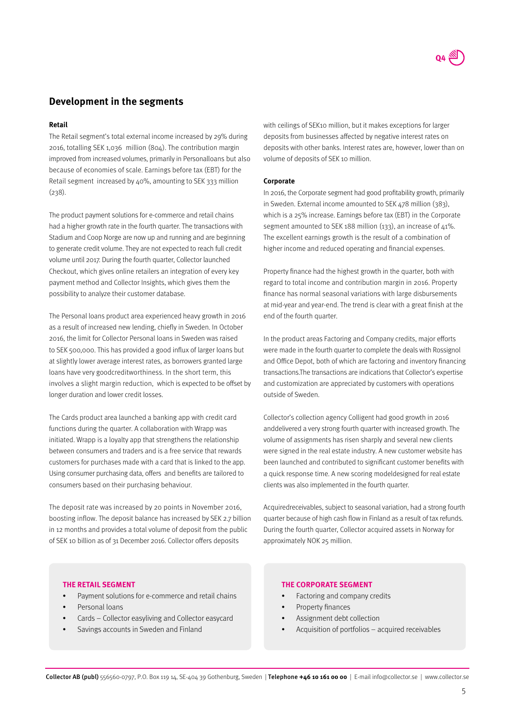## Development in the segments

### Retail

The Retail segment's total external income increased by 29% during 2016, totalling SEK 1,036 million (804). The contribution margin improved from increased volumes, primarily in Personalloans but also because of economies of scale. Earnings before tax (EBT) for the Retail segment increased by 40%, amounting to SEK 333 million (238).

The product payment solutions for e-commerce and retail chains had a higher growth rate in the fourth quarter. The transactions with Stadium and Coop Norge are now up and running and are beginning to generate credit volume. They are not expected to reach full credit volume until 2017. During the fourth quarter, Collector launched Checkout, which gives online retailers an integration of every key payment method and Collector Insights, which gives them the possibility to analyze their customer database.

The Personal loans product area experienced heavy growth in 2016 as a result of increased new lending, chiefly in Sweden. In October 2016, the limit for Collector Personal loans in Sweden was raised to SEK 500,000. This has provided a good influx of larger loans but at slightly lower average interest rates, as borrowers granted large loans have very goodcreditworthiness. In the short term, this involves a slight margin reduction, which is expected to be offset by longer duration and lower credit losses.

The Cards product area launched a banking app with credit card functions during the quarter. A collaboration with Wrapp was initiated. Wrapp is a loyalty app that strengthens the relationship between consumers and traders and is a free service that rewards customers for purchases made with a card that is linked to the app. Using consumer purchasing data, offers and benefits are tailored to consumers based on their purchasing behaviour.

The deposit rate was increased by 20 points in November 2016, boosting inflow. The deposit balance has increased by SEK 2.7 billion in 12 months and provides a total volume of deposit from the public of SEK 10 billion as of 31 December 2016. Collector offers deposits with ceilings of SEK10 million, but it makes exceptions for larger deposits from businesses affected by negative interest rates on deposits with other banks. Interest rates are, however, lower than on volume of deposits of SEK 10 million.

### Corporate

In 2016, the Corporate segment had good profitability growth, primarily in Sweden. External income amounted to SEK 478 million (383), which is a 25% increase. Earnings before tax (EBT) in the Corporate segment amounted to SEK 188 million (133), an increase of 41%. The excellent earnings growth is the result of a combination of higher income and reduced operating and financial expenses.

Property finance had the highest growth in the quarter, both with regard to total income and contribution margin in 2016. Property finance has normal seasonal variations with large disbursements at mid-year and year-end. The trend is clear with a great finish at the end of the fourth quarter.

In the product areas Factoring and Company credits, major efforts were made in the fourth quarter to complete the deals with Rossignol and Office Depot, both of which are factoring and inventory financing transactions.The transactions are indications that Collector's expertise and customization are appreciated by customers with operations outside of Sweden.

Collector's collection agency Colligent had good growth in 2016 anddelivered a very strong fourth quarter with increased growth. The volume of assignments has risen sharply and several new clients were signed in the real estate industry. A new customer website has been launched and contributed to significant customer benefits with a quick response time. A new scoring modeldesigned for real estate clients was also implemented in the fourth quarter.

Acquiredreceivables, subject to seasonal variation, had a strong fourth quarter because of high cash flow in Finland as a result of tax refunds. During the fourth quarter, Collector acquired assets in Norway for approximately NOK 25 million.

**THE RETAIL SEGMENT**

- Payment solutions for e-commerce and retail chains
- Personal loans
- Cards – Collector easyliving and Collector easycard
- Savings accounts in Sweden and Finland

**THE CORPORATE SEGMENT**

- Factoring and company credits
- Property finances
- Assignment debt collection
- Acquisition of portfolios – acquired receivables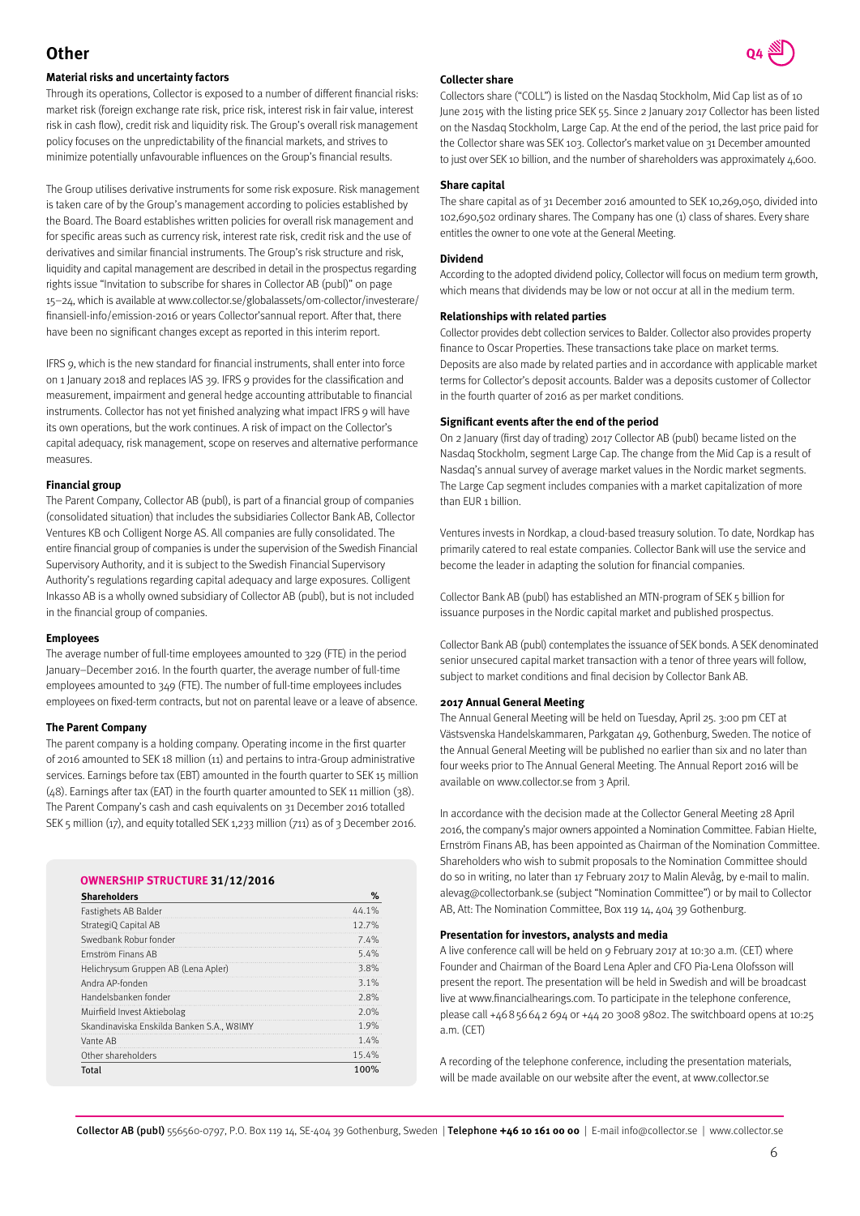# Other

### Material risks and uncertainty factors

Through its operations, Collector is exposed to a number of different financial risks: market risk (foreign exchange rate risk, price risk, interest risk in fair value, interest risk in cash flow), credit risk and liquidity risk. The Group's overall risk management policy focuses on the unpredictability of the financial markets, and strives to minimize potentially unfavourable influences on the Group's financial results.

The Group utilises derivative instruments for some risk exposure. Risk management is taken care of by the Group's management according to policies established by the Board. The Board establishes written policies for overall risk management and for specific areas such as currency risk, interest rate risk, credit risk and the use of derivatives and similar financial instruments. The Group's risk structure and risk, liquidity and capital management are described in detail in the prospectus regarding rights issue "Invitation to subscribe for shares in Collector AB (publ)" on page 15–24, which is available at www.collector.se/globalassets/om-collector/investerare/finansiell-info/emission-2016 or years Collector'sannual report. After that, there have been no significant changes except as reported in this interim report.

IFRS 9, which is the new standard for financial instruments, shall enter into force on 1 January 2018 and replaces IAS 39. IFRS 9 provides for the classification and measurement, impairment and general hedge accounting attributable to financial instruments. Collector has not yet finished analyzing what impact IFRS 9 will have its own operations, but the work continues. A risk of impact on the Collector's capital adequacy, risk management, scope on reserves and alternative performance measures.

### Financial group

The Parent Company, Collector AB (publ), is part of a financial group of companies (consolidated situation) that includes the subsidiaries Collector Bank AB, Collector Ventures KB och Colligent Norge AS. All companies are fully consolidated. The entire financial group of companies is under the supervision of the Swedish Financial Supervisory Authority, and it is subject to the Swedish Financial Supervisory Authority's regulations regarding capital adequacy and large exposures. Colligent Inkasso AB is a wholly owned subsidiary of Collector AB (publ), but is not included in the financial group of companies.

### Employees

The average number of full-time employees amounted to 329 (FTE) in the period January–December 2016. In the fourth quarter, the average number of full-time employees amounted to 349 (FTE). The number of full-time employees includes employees on fixed-term contracts, but not on parental leave or a leave of absence.

### The Parent Company

The parent company is a holding company. Operating income in the first quarter of 2016 amounted to SEK 18 million (11) and pertains to intra-Group administrative services. Earnings before tax (EBT) amounted in the fourth quarter to SEK 15 million (48). Earnings after tax (EAT) in the fourth quarter amounted to SEK 11 million (38). The Parent Company's cash and cash equivalents on 31 December 2016 totalled SEK 5 million (17), and equity totalled SEK 1,233 million (711) as of 3 December 2016.

### OWNERSHIP STRUCTURE 31/12/2016

| Shareholders | % |
|---|---|
| Fastighets AB Balder | 44.1% |
| StrategiQ Capital AB | 12.7% |
| Swedbank Robur fonder | 7.4% |
| Ernström Finans AB | 5.4% |
| Helichrysum Gruppen AB (Lena Apler) | 3.8% |
| Andra AP-fonden | 3.1% |
| Handelsbanken fonder | 2.8% |
| Muirfield Invest Aktiebolag | 2.0% |
| Skandinaviska Enskilda Banken S.A., W8IMY | 1.9% |
| Vante AB | 1.4% |
| Other shareholders | 15.4% |
| Total | 100% |

### Collecter share

Collectors share ("COLL") is listed on the Nasdaq Stockholm, Mid Cap list as of 10 June 2015 with the listing price SEK 55. Since 2 January 2017 Collector has been listed on the Nasdaq Stockholm, Large Cap. At the end of the period, the last price paid for the Collector share was SEK 103. Collector's market value on 31 December amounted to just over SEK 10 billion, and the number of shareholders was approximately 4,600.

### Share capital

The share capital as of 31 December 2016 amounted to SEK 10,269,050, divided into 102,690,502 ordinary shares. The Company has one (1) class of shares. Every share entitles the owner to one vote at the General Meeting.

### Dividend

According to the adopted dividend policy, Collector will focus on medium term growth, which means that dividends may be low or not occur at all in the medium term.

### Relationships with related parties

Collector provides debt collection services to Balder. Collector also provides property finance to Oscar Properties. These transactions take place on market terms. Deposits are also made by related parties and in accordance with applicable market terms for Collector's deposit accounts. Balder was a deposits customer of Collector in the fourth quarter of 2016 as per market conditions.

### Significant events after the end of the period

On 2 January (first day of trading) 2017 Collector AB (publ) became listed on the Nasdaq Stockholm, segment Large Cap. The change from the Mid Cap is a result of Nasdaq's annual survey of average market values in the Nordic market segments. The Large Cap segment includes companies with a market capitalization of more than EUR 1 billion.

Ventures invests in Nordkap, a cloud-based treasury solution. To date, Nordkap has primarily catered to real estate companies. Collector Bank will use the service and become the leader in adapting the solution for financial companies.

Collector Bank AB (publ) has established an MTN-program of SEK 5 billion for issuance purposes in the Nordic capital market and published prospectus.

Collector Bank AB (publ) contemplates the issuance of SEK bonds. A SEK denominated senior unsecured capital market transaction with a tenor of three years will follow, subject to market conditions and final decision by Collector Bank AB.

### 2017 Annual General Meeting

The Annual General Meeting will be held on Tuesday, April 25. 3:00 pm CET at Västsvenska Handelskammaren, Parkgatan 49, Gothenburg, Sweden. The notice of the Annual General Meeting will be published no earlier than six and no later than four weeks prior to The Annual General Meeting. The Annual Report 2016 will be available on www.collector.se from 3 April.

In accordance with the decision made at the Collector General Meeting 28 April 2016, the company's major owners appointed a Nomination Committee. Fabian Hielte, Ernström Finans AB, has been appointed as Chairman of the Nomination Committee. Shareholders who wish to submit proposals to the Nomination Committee should do so in writing, no later than 17 February 2017 to Malin Alevåg, by e-mail to malin.alevag@collectorbank.se (subject "Nomination Committee") or by mail to Collector AB, Att: The Nomination Committee, Box 119 14, 404 39 Gothenburg.

### Presentation for investors, analysts and media

A live conference call will be held on 9 February 2017 at 10:30 a.m. (CET) where Founder and Chairman of the Board Lena Apler and CFO Pia-Lena Olofsson will present the report. The presentation will be held in Swedish and will be broadcast live at www.financialhearings.com. To participate in the telephone conference, please call +46 8 56 64 2 694 or +44 20 3008 9802. The switchboard opens at 10:25 a.m. (CET)

A recording of the telephone conference, including the presentation materials, will be made available on our website after the event, at www.collector.se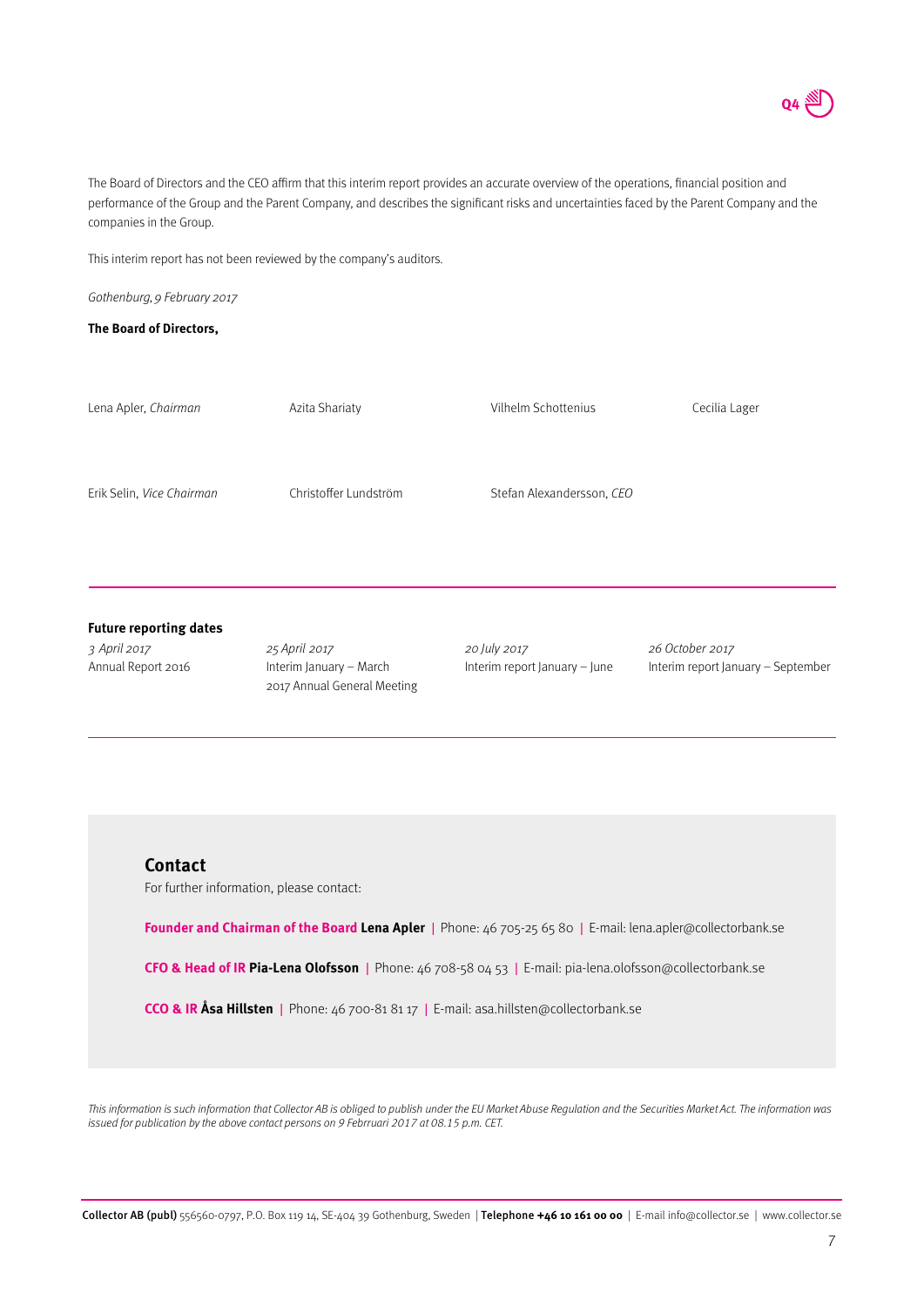The Board of Directors and the CEO affirm that this interim report provides an accurate overview of the operations, financial position and performance of the Group and the Parent Company, and describes the significant risks and uncertainties faced by the Parent Company and the companies in the Group.

This interim report has not been reviewed by the company's auditors.

*Gothenburg, 9 February 2017*

**The Board of Directors,**

Lena Apler, *Chairman*

Azita Shariaty

Vilhelm Schottenius

Cecilia Lager

Erik Selin, *Vice Chairman*

Christoffer Lundström

Stefan Alexandersson, *CEO*

**Future reporting dates**

*3 April 2017*
Annual Report 2016

*25 April 2017*
Interim January – March
2017 Annual General Meeting

*20 July 2017*
Interim report January – June

*26 October 2017*
Interim report January – September

## Contact

For further information, please contact:

**Founder and Chairman of the Board Lena Apler** | Phone: 46 705-25 65 80 | E-mail: lena.apler@collectorbank.se

**CFO & Head of IR Pia-Lena Olofsson** | Phone: 46 708-58 04 53 | E-mail: pia-lena.olofsson@collectorbank.se

**CCO & IR Åsa Hillsten** | Phone: 46 700-81 81 17 | E-mail: asa.hillsten@collectorbank.se

*This information is such information that Collector AB is obliged to publish under the EU Market Abuse Regulation and the Securities Market Act. The information was issued for publication by the above contact persons on 9 Februari 2017 at 08.15 p.m. CET.*

**Collector AB (publ)** 556560-0797, P.O. Box 119 14, SE-404 39 Gothenburg, Sweden | **Telephone +46 10 161 00 00** | E-mail info@collector.se | www.collector.se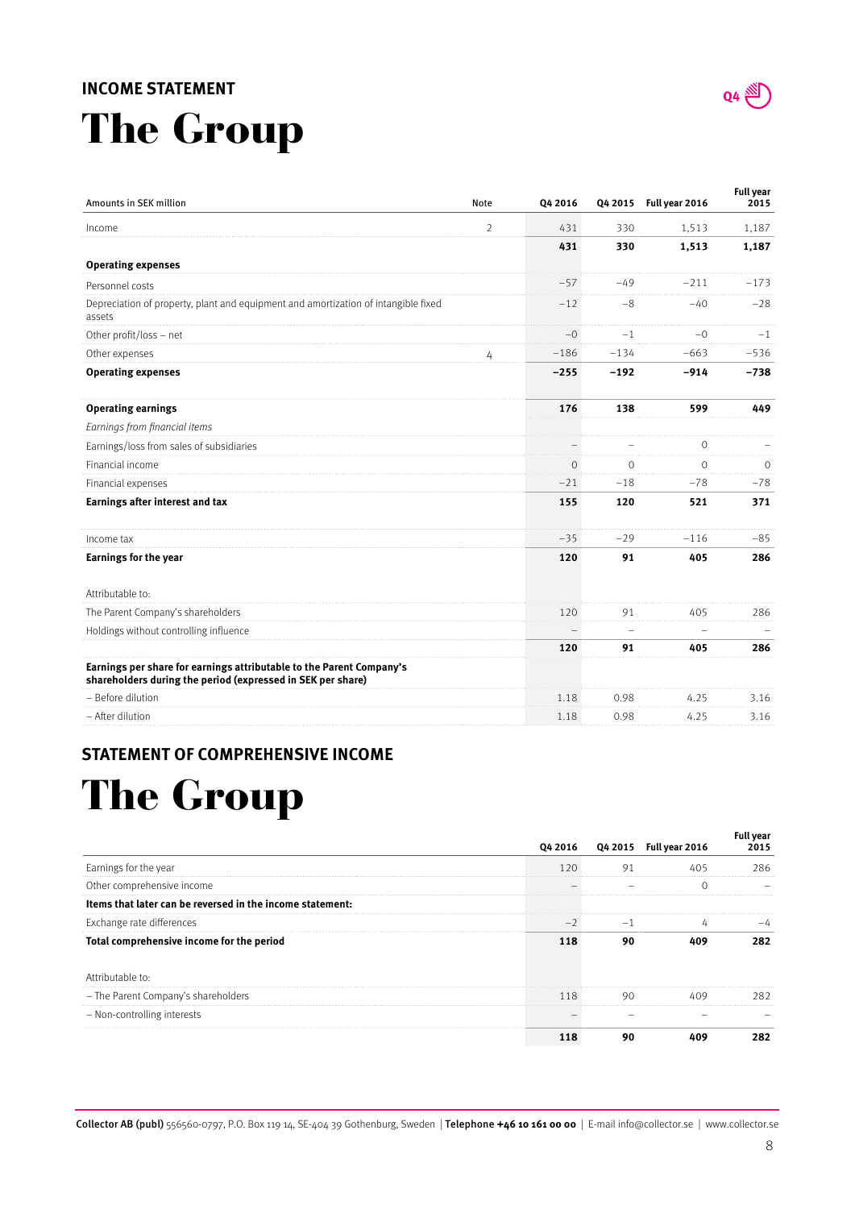## INCOME STATEMENT

# The Group

| Amounts in SEK million | Note | Q4 2016 | Q4 2015 | Full year 2016 | Full year 2015 |
|---|---|---|---|---|---|
| Income | 2 | 431 | 330 | 1,513 | 1,187 |
| | | **431** | **330** | **1,513** | **1,187** |
| **Operating expenses** | | | | | |
| Personnel costs | | −57 | −49 | −211 | −173 |
| Depreciation of property, plant and equipment and amortization of intangible fixed assets | | −12 | −8 | −40 | −28 |
| Other profit/loss – net | | −0 | −1 | −0 | −1 |
| Other expenses | 4 | −186 | −134 | −663 | −536 |
| **Operating expenses** | | **−255** | **−192** | **−914** | **−738** |
| | | | | | |
| **Operating earnings** | | **176** | **138** | **599** | **449** |
| *Earnings from financial items* | | | | | |
| Earnings/loss from sales of subsidiaries | | – | – | 0 | – |
| Financial income | | 0 | 0 | 0 | 0 |
| Financial expenses | | −21 | −18 | −78 | −78 |
| **Earnings after interest and tax** | | **155** | **120** | **521** | **371** |
| | | | | | |
| Income tax | | −35 | −29 | −116 | −85 |
| **Earnings for the year** | | **120** | **91** | **405** | **286** |
| | | | | | |
| Attributable to: | | | | | |
| The Parent Company's shareholders | | 120 | 91 | 405 | 286 |
| Holdings without controlling influence | | – | – | – | – |
| | | **120** | **91** | **405** | **286** |
| **Earnings per share for earnings attributable to the Parent Company's shareholders during the period (expressed in SEK per share)** | | | | | |
| – Before dilution | | 1.18 | 0.98 | 4.25 | 3.16 |
| – After dilution | | 1.18 | 0.98 | 4.25 | 3.16 |

## STATEMENT OF COMPREHENSIVE INCOME

# The Group

| | Q4 2016 | Q4 2015 | Full year 2016 | Full year 2015 |
|---|---|---|---|---|
| Earnings for the year | 120 | 91 | 405 | 286 |
| Other comprehensive income | – | – | 0 | – |
| **Items that later can be reversed in the income statement:** | | | | |
| Exchange rate differences | −2 | −1 | 4 | −4 |
| **Total comprehensive income for the period** | **118** | **90** | **409** | **282** |
| | | | | |
| Attributable to: | | | | |
| – The Parent Company's shareholders | 118 | 90 | 409 | 282 |
| – Non-controlling interests | – | – | – | – |
| | **118** | **90** | **409** | **282** |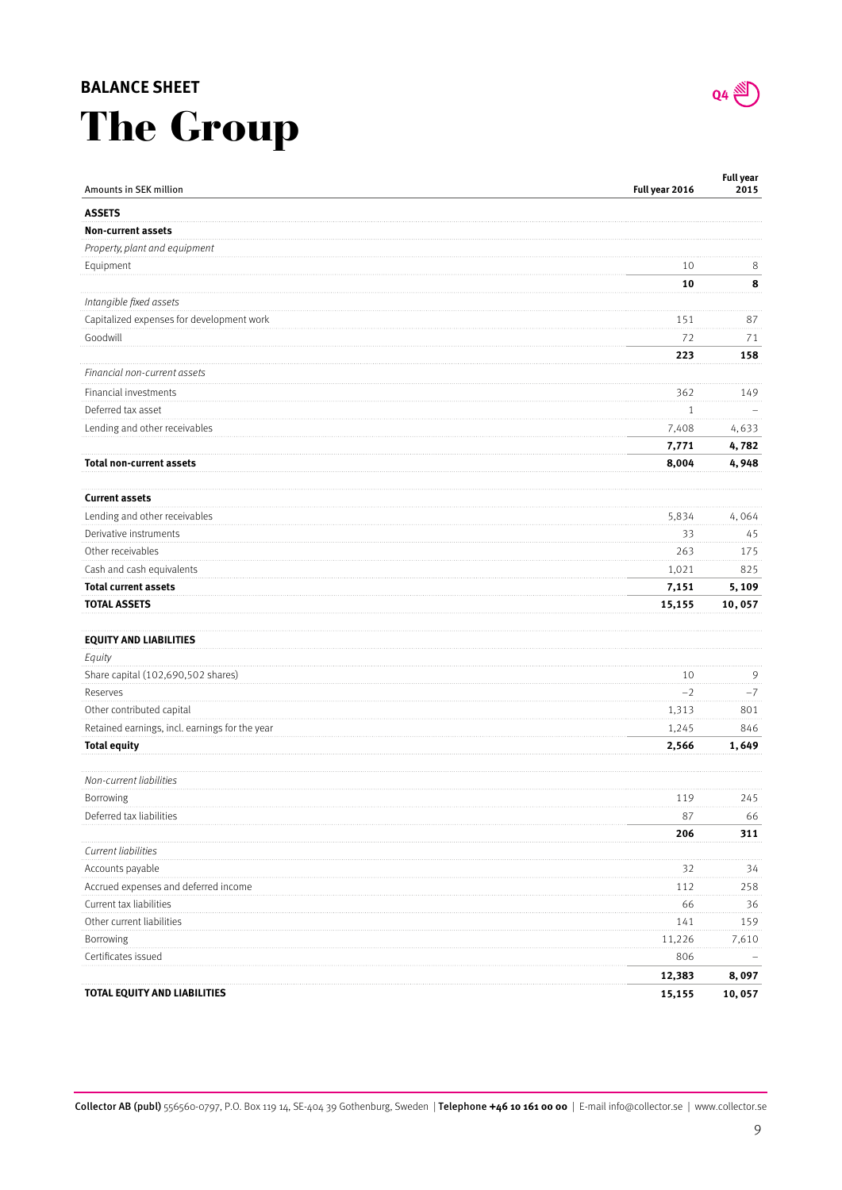## BALANCE SHEET

# The Group

| Amounts in SEK million | Full year 2016 | Full year 2015 |
|---|---|---|
| **ASSETS** | | |
| **Non-current assets** | | |
| *Property, plant and equipment* | | |
| Equipment | 10 | 8 |
| | **10** | **8** |
| *Intangible fixed assets* | | |
| Capitalized expenses for development work | 151 | 87 |
| Goodwill | 72 | 71 |
| | **223** | **158** |
| *Financial non-current assets* | | |
| Financial investments | 362 | 149 |
| Deferred tax asset | 1 | – |
| Lending and other receivables | 7,408 | 4,633 |
| | **7,771** | **4,782** |
| **Total non-current assets** | **8,004** | **4,948** |
| | | |
| **Current assets** | | |
| Lending and other receivables | 5,834 | 4,064 |
| Derivative instruments | 33 | 45 |
| Other receivables | 263 | 175 |
| Cash and cash equivalents | 1,021 | 825 |
| **Total current assets** | **7,151** | **5,109** |
| **TOTAL ASSETS** | **15,155** | **10,057** |
| | | |
| **EQUITY AND LIABILITIES** | | |
| *Equity* | | |
| Share capital (102,690,502 shares) | 10 | 9 |
| Reserves | −2 | −7 |
| Other contributed capital | 1,313 | 801 |
| Retained earnings, incl. earnings for the year | 1,245 | 846 |
| **Total equity** | **2,566** | **1,649** |
| | | |
| *Non-current liabilities* | | |
| Borrowing | 119 | 245 |
| Deferred tax liabilities | 87 | 66 |
| | **206** | **311** |
| *Current liabilities* | | |
| Accounts payable | 32 | 34 |
| Accrued expenses and deferred income | 112 | 258 |
| Current tax liabilities | 66 | 36 |
| Other current liabilities | 141 | 159 |
| Borrowing | 11,226 | 7,610 |
| Certificates issued | 806 | – |
| | **12,383** | **8,097** |
| **TOTAL EQUITY AND LIABILITIES** | **15,155** | **10,057** |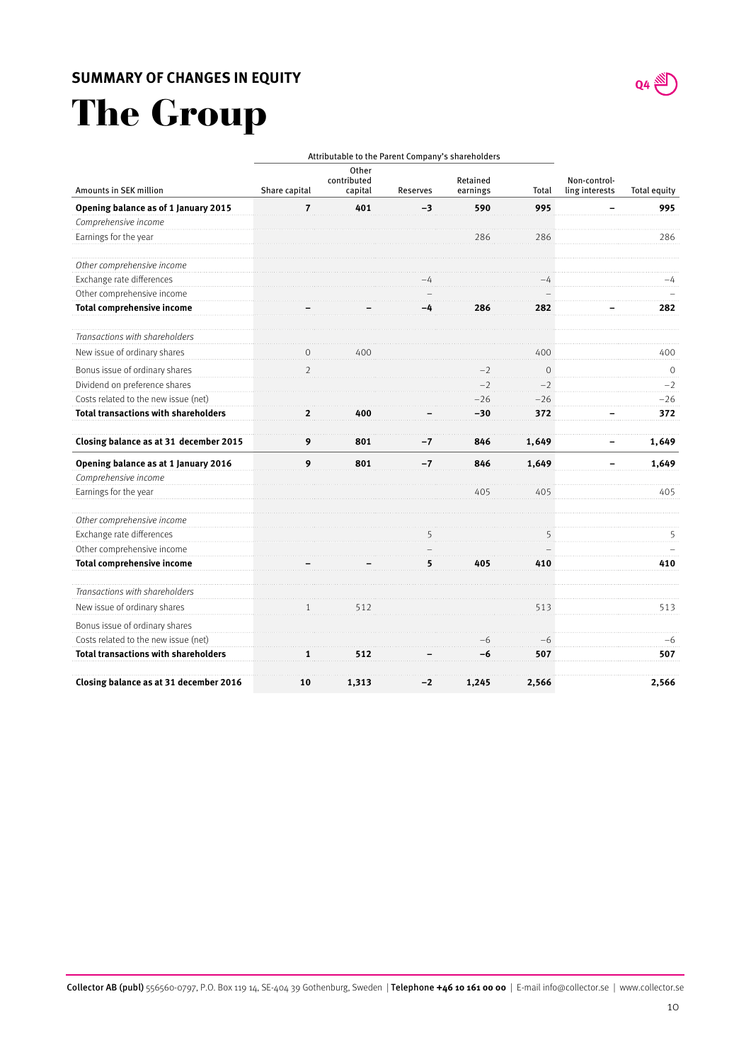## SUMMARY OF CHANGES IN EQUITY

# The Group

| Amounts in SEK million | Attributable to the Parent Company's shareholders | | | | | | |
|---|---|---|---|---|---|---|---|
| | Share capital | Other contributed capital | Reserves | Retained earnings | Total | Non-controlling interests | Total equity |
| **Opening balance as of 1 January 2015** | **7** | **401** | **–3** | **590** | **995** | **–** | **995** |
| *Comprehensive income* | | | | | | | |
| Earnings for the year | | | | 286 | 286 | | 286 |
| *Other comprehensive income* | | | | | | | |
| Exchange rate differences | | | –4 | | –4 | | –4 |
| Other comprehensive income | | | – | | – | | – |
| **Total comprehensive income** | **–** | **–** | **–4** | **286** | **282** | **–** | **282** |
| *Transactions with shareholders* | | | | | | | |
| New issue of ordinary shares | 0 | 400 | | | 400 | | 400 |
| Bonus issue of ordinary shares | 2 | | | –2 | 0 | | 0 |
| Dividend on preference shares | | | | –2 | –2 | | –2 |
| Costs related to the new issue (net) | | | | –26 | –26 | | –26 |
| **Total transactions with shareholders** | **2** | **400** | **–** | **–30** | **372** | **–** | **372** |
| **Closing balance as at 31 december 2015** | **9** | **801** | **–7** | **846** | **1,649** | **–** | **1,649** |
| **Opening balance as at 1 January 2016** | **9** | **801** | **–7** | **846** | **1,649** | **–** | **1,649** |
| *Comprehensive income* | | | | | | | |
| Earnings for the year | | | | 405 | 405 | | 405 |
| *Other comprehensive income* | | | | | | | |
| Exchange rate differences | | | 5 | | 5 | | 5 |
| Other comprehensive income | | | – | | – | | – |
| **Total comprehensive income** | **–** | **–** | **5** | **405** | **410** | | **410** |
| *Transactions with shareholders* | | | | | | | |
| New issue of ordinary shares | 1 | 512 | | | 513 | | 513 |
| Bonus issue of ordinary shares | | | | | | | |
| Costs related to the new issue (net) | | | | –6 | –6 | | –6 |
| **Total transactions with shareholders** | **1** | **512** | **–** | **–6** | **507** | | **507** |
| **Closing balance as at 31 december 2016** | **10** | **1,313** | **–2** | **1,245** | **2,566** | | **2,566** |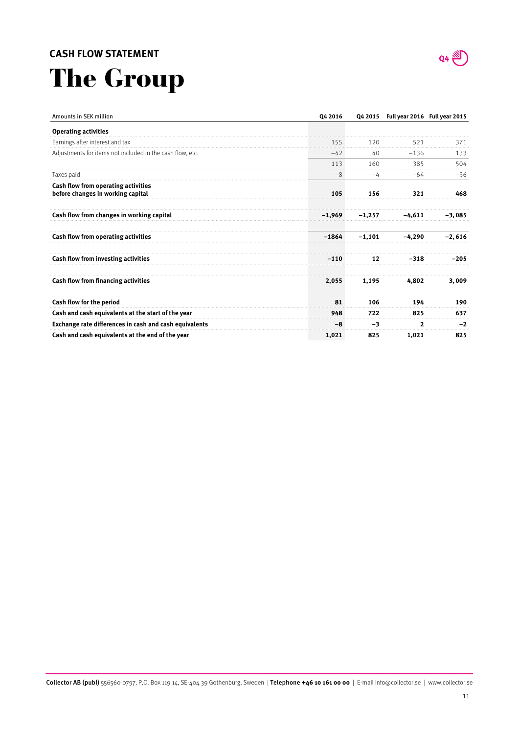## CASH FLOW STATEMENT

# The Group

| Amounts in SEK million | Q4 2016 | Q4 2015 | Full year 2016 | Full year 2015 |
|---|---|---|---|---|
| **Operating activities** | | | | |
| Earnings after interest and tax | 155 | 120 | 521 | 371 |
| Adjustments for items not included in the cash flow, etc. | −42 | 40 | −136 | 133 |
| | 113 | 160 | 385 | 504 |
| Taxes paid | −8 | −4 | −64 | −36 |
| **Cash flow from operating activities before changes in working capital** | **105** | **156** | **321** | **468** |
| **Cash flow from changes in working capital** | **−1,969** | **−1,257** | **−4,611** | **−3, 085** |
| **Cash flow from operating activities** | **−1864** | **−1,101** | **−4,290** | **−2, 616** |
| **Cash flow from investing activities** | **−110** | **12** | **−318** | **−205** |
| **Cash flow from financing activities** | **2,055** | **1,195** | **4,802** | **3, 009** |
| **Cash flow for the period** | **81** | **106** | **194** | **190** |
| **Cash and cash equivalents at the start of the year** | **948** | **722** | **825** | **637** |
| **Exchange rate differences in cash and cash equivalents** | **−8** | **−3** | **2** | **−2** |
| **Cash and cash equivalents at the end of the year** | **1,021** | **825** | **1,021** | **825** |

**Collector AB (publ)** 556560-0797, P.O. Box 119 14, SE-404 39 Gothenburg, Sweden | **Telephone +46 10 161 00 00** | E-mail info@collector.se | www.collector.se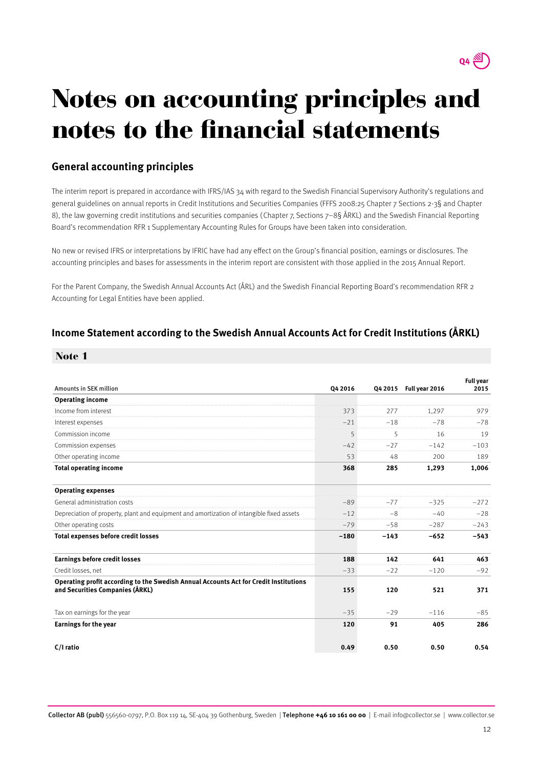# Notes on accounting principles and notes to the financial statements

## General accounting principles

The interim report is prepared in accordance with IFRS/IAS 34 with regard to the Swedish Financial Supervisory Authority's regulations and general guidelines on annual reports in Credit Institutions and Securities Companies (FFFS 2008:25 Chapter 7 Sections 2-3§ and Chapter 8), the law governing credit institutions and securities companies (Chapter 7, Sections 7–8§ ÅRKL) and the Swedish Financial Reporting Board's recommendation RFR 1 Supplementary Accounting Rules for Groups have been taken into consideration.

No new or revised IFRS or interpretations by IFRIC have had any effect on the Group's financial position, earnings or disclosures. The accounting principles and bases for assessments in the interim report are consistent with those applied in the 2015 Annual Report.

For the Parent Company, the Swedish Annual Accounts Act (ÅRL) and the Swedish Financial Reporting Board's recommendation RFR 2 Accounting for Legal Entities have been applied.

## Income Statement according to the Swedish Annual Accounts Act for Credit Institutions (ÅRKL)

### Note 1

| Amounts in SEK million | Q4 2016 | Q4 2015 | Full year 2016 | Full year 2015 |
|---|---|---|---|---|
| **Operating income** | | | | |
| Income from interest | 373 | 277 | 1,297 | 979 |
| Interest expenses | −21 | −18 | −78 | −78 |
| Commission income | 5 | 5 | 16 | 19 |
| Commission expenses | −42 | −27 | −142 | −103 |
| Other operating income | 53 | 48 | 200 | 189 |
| **Total operating income** | **368** | **285** | **1,293** | **1,006** |
| | | | | |
| **Operating expenses** | | | | |
| General administration costs | −89 | −77 | −325 | −272 |
| Depreciation of property, plant and equipment and amortization of intangible fixed assets | −12 | −8 | −40 | −28 |
| Other operating costs | −79 | −58 | −287 | −243 |
| **Total expenses before credit losses** | **−180** | **−143** | **−652** | **−543** |
| | | | | |
| **Earnings before credit losses** | **188** | **142** | **641** | **463** |
| Credit losses, net | −33 | −22 | −120 | −92 |
| **Operating profit according to the Swedish Annual Accounts Act for Credit Institutions and Securities Companies (ÅRKL)** | **155** | **120** | **521** | **371** |
| | | | | |
| Tax on earnings for the year | −35 | −29 | −116 | −85 |
| **Earnings for the year** | **120** | **91** | **405** | **286** |
| | | | | |
| **C/I ratio** | **0.49** | **0.50** | **0.50** | **0.54** |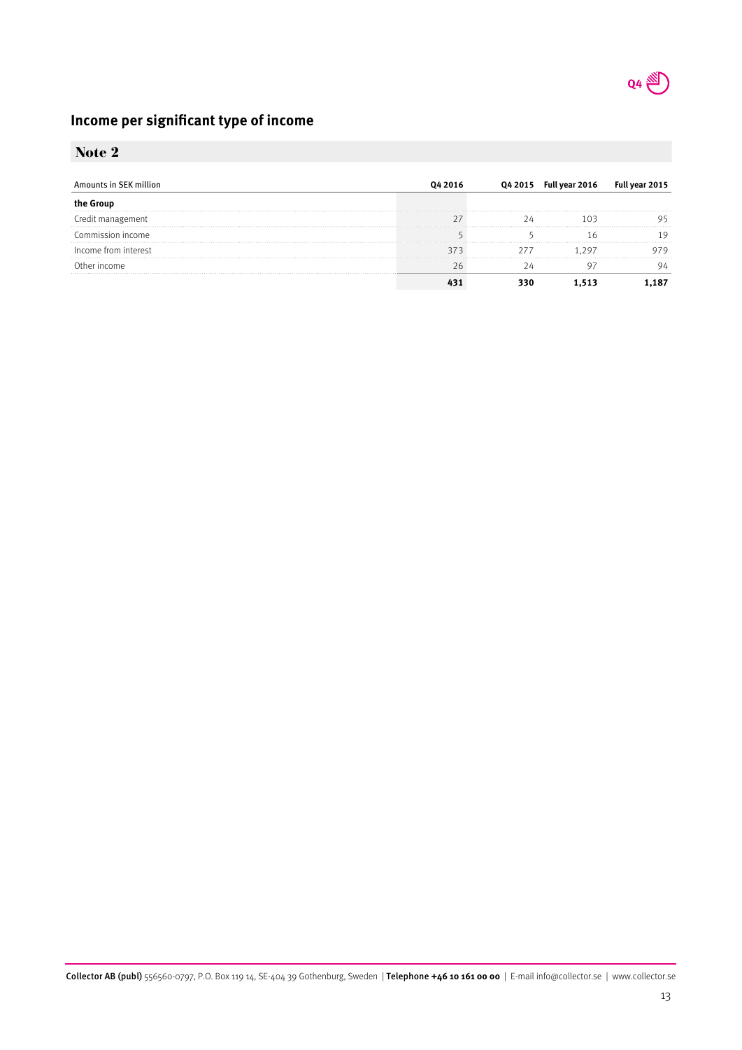## Income per significant type of income

### Note 2

| Amounts in SEK million | Q4 2016 | Q4 2015 | Full year 2016 | Full year 2015 |
|---|---|---|---|---|
| **the Group** | | | | |
| Credit management | 27 | 24 | 103 | 95 |
| Commission income | 5 | 5 | 16 | 19 |
| Income from interest | 373 | 277 | 1,297 | 979 |
| Other income | 26 | 24 | 97 | 94 |
| | **431** | **330** | **1,513** | **1,187** |

**Collector AB (publ)** 556560-0797, P.O. Box 119 14, SE-404 39 Gothenburg, Sweden | **Telephone +46 10 161 00 00** | E-mail info@collector.se | www.collector.se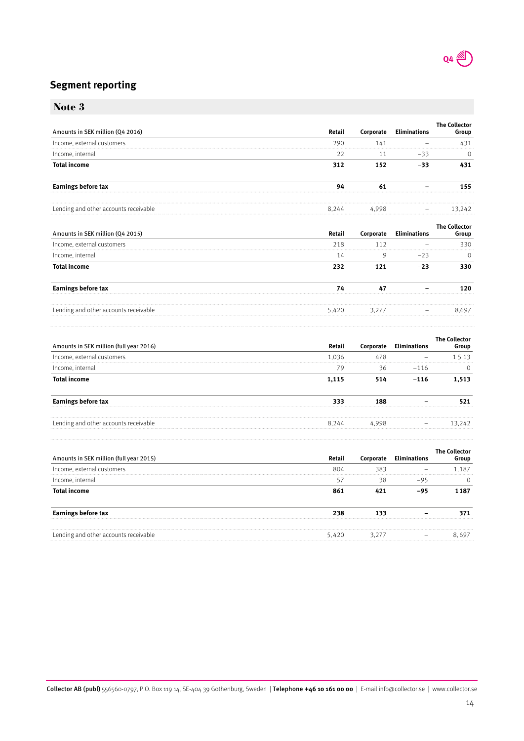## Segment reporting

### Note 3

| Amounts in SEK million (Q4 2016) | Retail | Corporate | Eliminations | The Collector Group |
|---|---|---|---|---|
| Income, external customers | 290 | 141 | – | 431 |
| Income, internal | 22 | 11 | −33 | 0 |
| **Total income** | **312** | **152** | **−33** | **431** |
| **Earnings before tax** | **94** | **61** | **–** | **155** |
| Lending and other accounts receivable | 8,244 | 4,998 | – | 13,242 |

| Amounts in SEK million (Q4 2015) | Retail | Corporate | Eliminations | The Collector Group |
|---|---|---|---|---|
| Income, external customers | 218 | 112 | – | 330 |
| Income, internal | 14 | 9 | −23 | 0 |
| **Total income** | **232** | **121** | **−23** | **330** |
| **Earnings before tax** | **74** | **47** | **–** | **120** |
| Lending and other accounts receivable | 5,420 | 3,277 | – | 8,697 |

| Amounts in SEK million (full year 2016) | Retail | Corporate | Eliminations | The Collector Group |
|---|---|---|---|---|
| Income, external customers | 1,036 | 478 | – | 1 5 13 |
| Income, internal | 79 | 36 | −116 | 0 |
| **Total income** | **1,115** | **514** | **−116** | **1,513** |
| **Earnings before tax** | **333** | **188** | **–** | **521** |
| Lending and other accounts receivable | 8,244 | 4,998 | – | 13,242 |

| Amounts in SEK million (full year 2015) | Retail | Corporate | Eliminations | The Collector Group |
|---|---|---|---|---|
| Income, external customers | 804 | 383 | – | 1,187 |
| Income, internal | 57 | 38 | −95 | 0 |
| **Total income** | **861** | **421** | **−95** | **1187** |
| **Earnings before tax** | **238** | **133** | **–** | **371** |
| Lending and other accounts receivable | 5,420 | 3,277 | – | 8, 697 |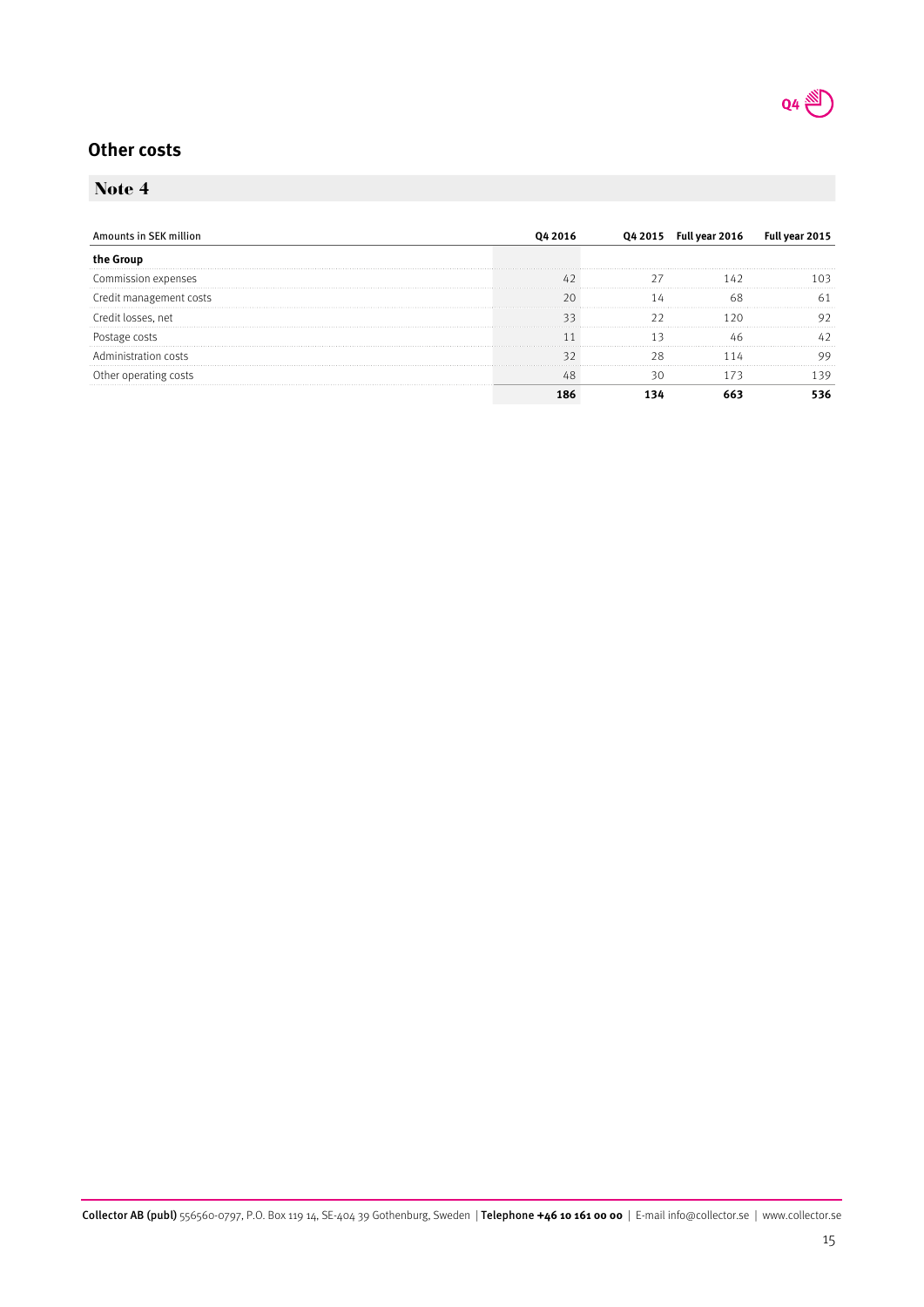## Other costs

### Note 4

| Amounts in SEK million | Q4 2016 | Q4 2015 | Full year 2016 | Full year 2015 |
|---|---|---|---|---|
| **the Group** | | | | |
| Commission expenses | 42 | 27 | 142 | 103 |
| Credit management costs | 20 | 14 | 68 | 61 |
| Credit losses, net | 33 | 22 | 120 | 92 |
| Postage costs | 11 | 13 | 46 | 42 |
| Administration costs | 32 | 28 | 114 | 99 |
| Other operating costs | 48 | 30 | 173 | 139 |
| | **186** | **134** | **663** | **536** |

**Collector AB (publ)** 556560-0797, P.O. Box 119 14, SE-404 39 Gothenburg, Sweden | **Telephone +46 10 161 00 00** | E-mail info@collector.se | www.collector.se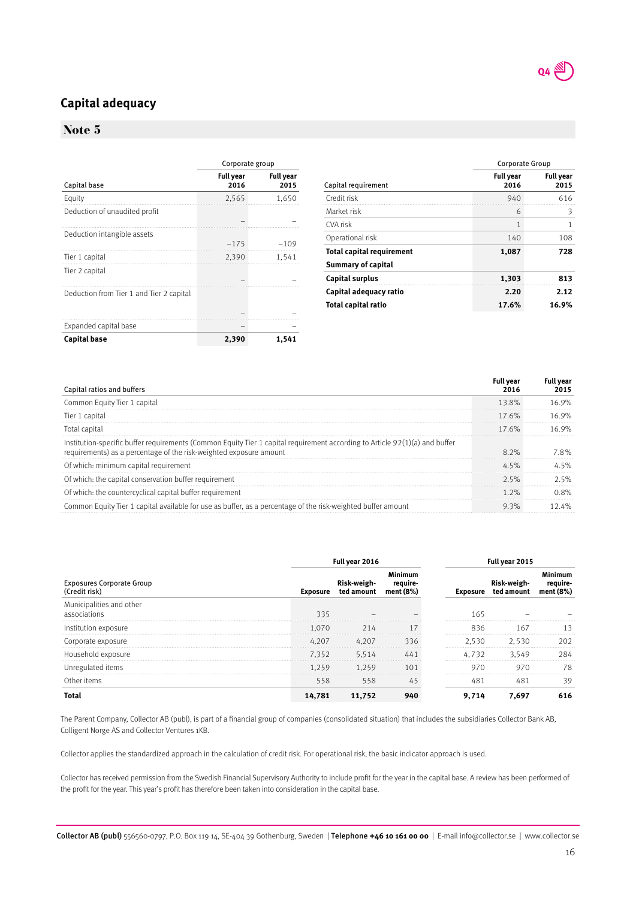## Capital adequacy

### Note 5

| Capital base | Corporate group Full year 2016 | Full year 2015 |
|---|---|---|
| Equity | 2,565 | 1,650 |
| Deduction of unaudited profit | – | – |
| Deduction intangible assets | −175 | −109 |
| Tier 1 capital | 2,390 | 1,541 |
| Tier 2 capital | – | – |
| Deduction from Tier 1 and Tier 2 capital | – | – |
| Expanded capital base | – | – |
| **Capital base** | **2,390** | **1,541** |

| Capital requirement | Corporate Group Full year 2016 | Full year 2015 |
|---|---|---|
| Credit risk | 940 | 616 |
| Market risk | 6 | 3 |
| CVA risk | 1 | 1 |
| Operational risk | 140 | 108 |
| **Total capital requirement** | **1,087** | **728** |
| **Summary of capital** | | |
| **Capital surplus** | **1,303** | **813** |
| **Capital adequacy ratio** | **2.20** | **2.12** |
| **Total capital ratio** | **17.6%** | **16.9%** |

| Capital ratios and buffers | Full year 2016 | Full year 2015 |
|---|---|---|
| Common Equity Tier 1 capital | 13.8% | 16.9% |
| Tier 1 capital | 17.6% | 16.9% |
| Total capital | 17.6% | 16.9% |
| Institution-specific buffer requirements (Common Equity Tier 1 capital requirement according to Article 92(1)(a) and buffer requirements) as a percentage of the risk-weighted exposure amount | 8.2% | 7.8% |
| Of which: minimum capital requirement | 4.5% | 4.5% |
| Of which: the capital conservation buffer requirement | 2.5% | 2.5% |
| Of which: the countercyclical capital buffer requirement | 1.2% | 0.8% |
| Common Equity Tier 1 capital available for use as buffer, as a percentage of the risk-weighted buffer amount | 9.3% | 12.4% |

| Exposures Corporate Group (Credit risk) | Full year 2016 Exposure | Risk-weighted amount | Minimum requirement (8%) | Full year 2015 Exposure | Risk-weighted amount | Minimum requirement (8%) |
|---|---|---|---|---|---|---|
| Municipalities and other associations | 335 | – | – | 165 | – | – |
| Institution exposure | 1,070 | 214 | 17 | 836 | 167 | 13 |
| Corporate exposure | 4,207 | 4,207 | 336 | 2,530 | 2,530 | 202 |
| Household exposure | 7,352 | 5,514 | 441 | 4,732 | 3,549 | 284 |
| Unregulated items | 1,259 | 1,259 | 101 | 970 | 970 | 78 |
| Other items | 558 | 558 | 45 | 481 | 481 | 39 |
| **Total** | **14,781** | **11,752** | **940** | **9,714** | **7,697** | **616** |

The Parent Company, Collector AB (publ), is part of a financial group of companies (consolidated situation) that includes the subsidiaries Collector Bank AB, Colligent Norge AS and Collector Ventures 1KB.

Collector applies the standardized approach in the calculation of credit risk. For operational risk, the basic indicator approach is used.

Collector has received permission from the Swedish Financial Supervisory Authority to include profit for the year in the capital base. A review has been performed of the profit for the year. This year's profit has therefore been taken into consideration in the capital base.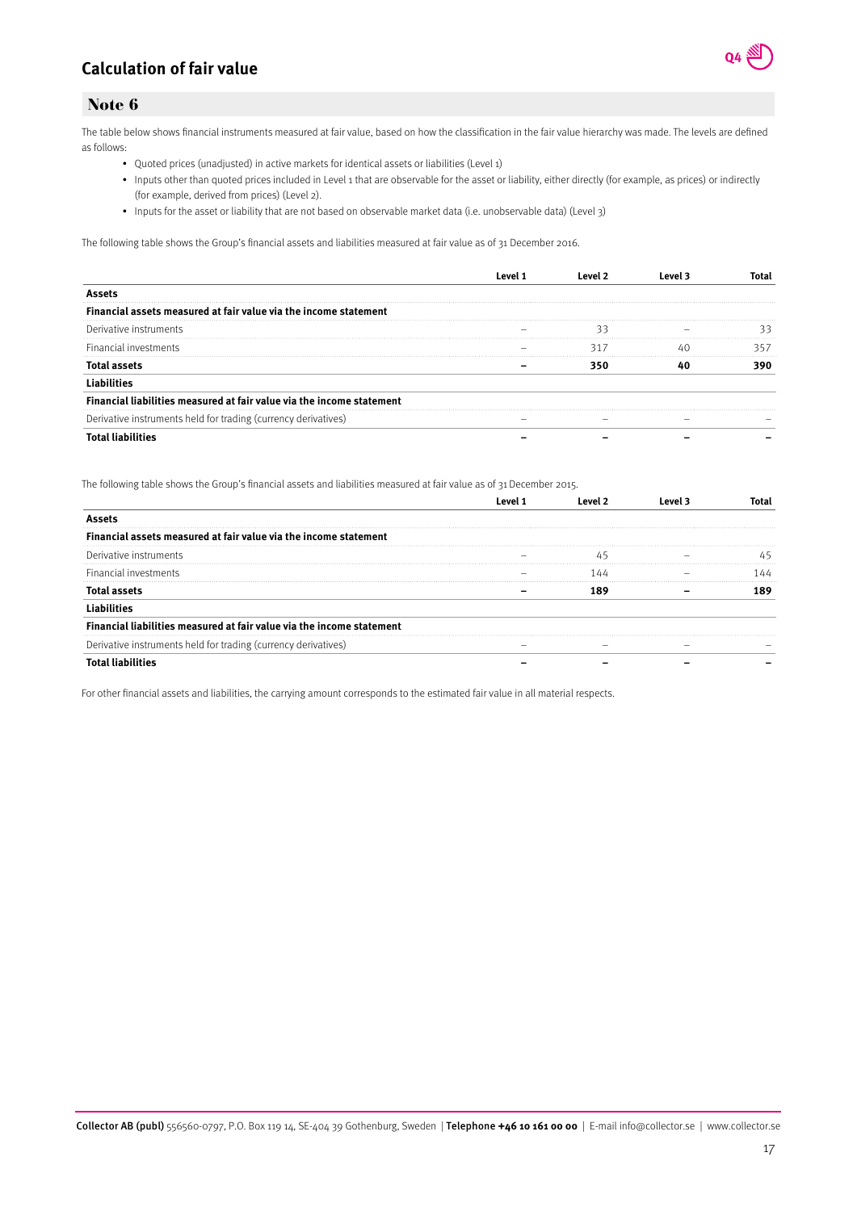# Calculation of fair value

## Note 6

The table below shows financial instruments measured at fair value, based on how the classification in the fair value hierarchy was made. The levels are defined as follows:

- Quoted prices (unadjusted) in active markets for identical assets or liabilities (Level 1)
- Inputs other than quoted prices included in Level 1 that are observable for the asset or liability, either directly (for example, as prices) or indirectly (for example, derived from prices) (Level 2).
- Inputs for the asset or liability that are not based on observable market data (i.e. unobservable data) (Level 3)

The following table shows the Group's financial assets and liabilities measured at fair value as of 31 December 2016.

| | Level 1 | Level 2 | Level 3 | Total |
|---|---|---|---|---|
| **Assets** | | | | |
| **Financial assets measured at fair value via the income statement** | | | | |
| Derivative instruments | – | 33 | – | 33 |
| Financial investments | – | 317 | 40 | 357 |
| **Total assets** | **–** | **350** | **40** | **390** |
| **Liabilities** | | | | |
| **Financial liabilities measured at fair value via the income statement** | | | | |
| Derivative instruments held for trading (currency derivatives) | – | – | – | – |
| **Total liabilities** | **–** | **–** | **–** | **–** |

The following table shows the Group's financial assets and liabilities measured at fair value as of 31 December 2015.

| | Level 1 | Level 2 | Level 3 | Total |
|---|---|---|---|---|
| **Assets** | | | | |
| **Financial assets measured at fair value via the income statement** | | | | |
| Derivative instruments | – | 45 | – | 45 |
| Financial investments | – | 144 | – | 144 |
| **Total assets** | **–** | **189** | **–** | **189** |
| **Liabilities** | | | | |
| **Financial liabilities measured at fair value via the income statement** | | | | |
| Derivative instruments held for trading (currency derivatives) | – | – | – | – |
| **Total liabilities** | **–** | **–** | **–** | **–** |

For other financial assets and liabilities, the carrying amount corresponds to the estimated fair value in all material respects.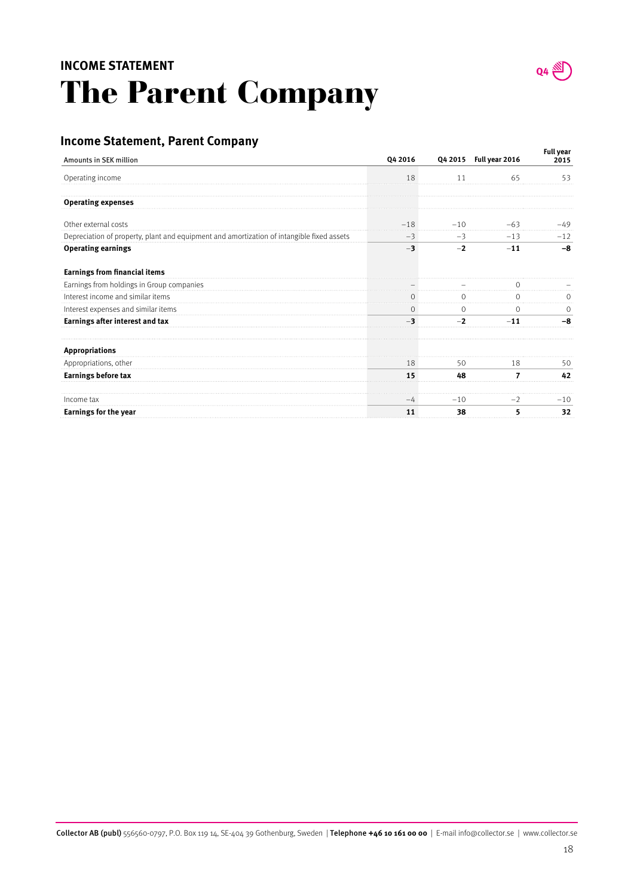## INCOME STATEMENT

# The Parent Company

### Income Statement, Parent Company

| Amounts in SEK million | Q4 2016 | Q4 2015 | Full year 2016 | Full year 2015 |
|---|---|---|---|---|
| Operating income | 18 | 11 | 65 | 53 |
| **Operating expenses** | | | | |
| Other external costs | −18 | −10 | −63 | −49 |
| Depreciation of property, plant and equipment and amortization of intangible fixed assets | −3 | −3 | −13 | −12 |
| **Operating earnings** | **−3** | **−2** | **−11** | **−8** |
| **Earnings from financial items** | | | | |
| Earnings from holdings in Group companies | – | – | 0 | – |
| Interest income and similar items | 0 | 0 | 0 | 0 |
| Interest expenses and similar items | 0 | 0 | 0 | 0 |
| **Earnings after interest and tax** | **−3** | **−2** | **−11** | **−8** |
| **Appropriations** | | | | |
| Appropriations, other | 18 | 50 | 18 | 50 |
| **Earnings before tax** | **15** | **48** | **7** | **42** |
| Income tax | −4 | −10 | −2 | −10 |
| **Earnings for the year** | **11** | **38** | **5** | **32** |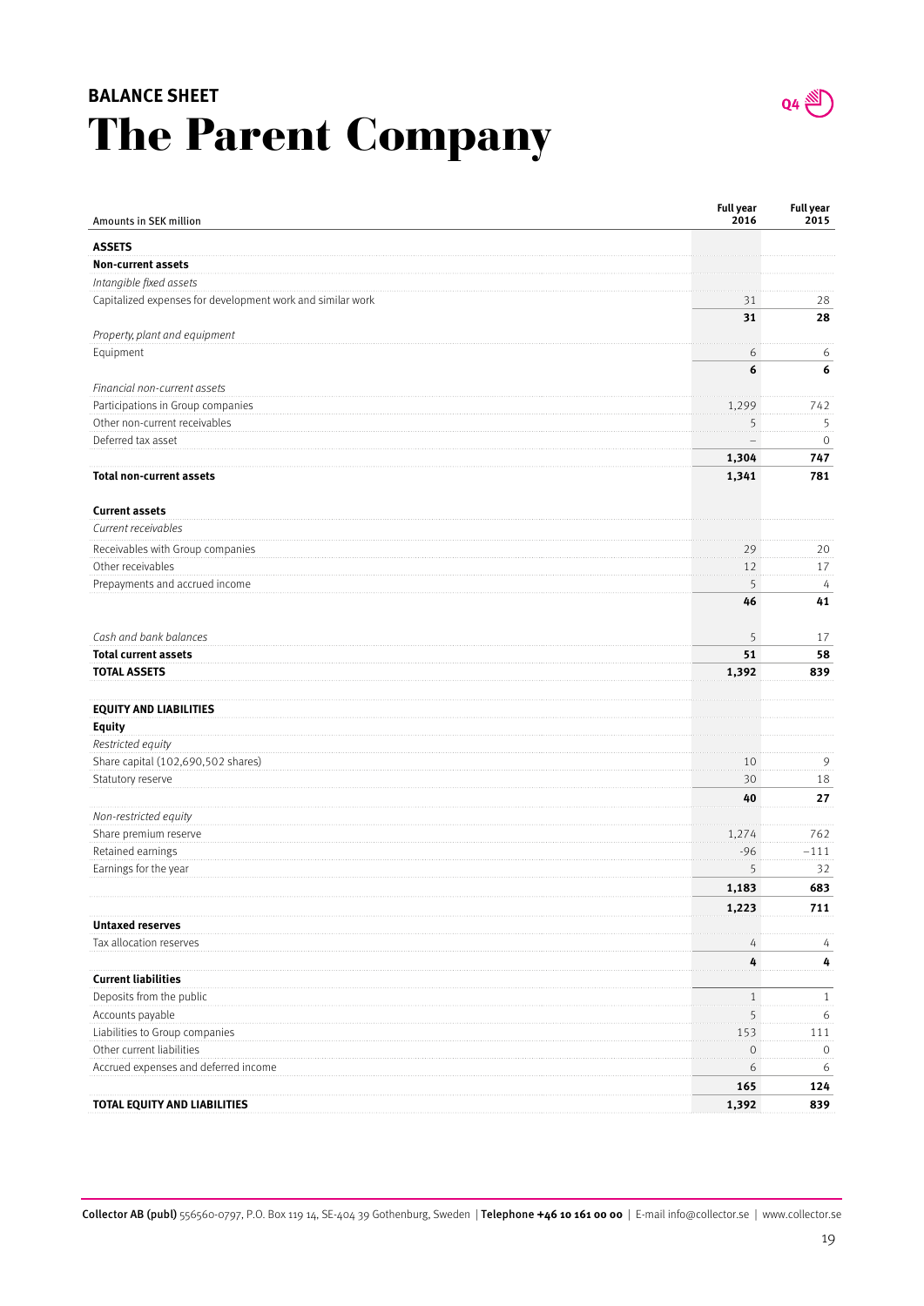## BALANCE SHEET

# The Parent Company

| Amounts in SEK million | Full year 2016 | Full year 2015 |
|---|---|---|
| **ASSETS** | | |
| **Non-current assets** | | |
| *Intangible fixed assets* | | |
| Capitalized expenses for development work and similar work | 31 | 28 |
| | **31** | **28** |
| *Property, plant and equipment* | | |
| Equipment | 6 | 6 |
| | **6** | **6** |
| *Financial non-current assets* | | |
| Participations in Group companies | 1,299 | 742 |
| Other non-current receivables | 5 | 5 |
| Deferred tax asset | – | 0 |
| | **1,304** | **747** |
| **Total non-current assets** | **1,341** | **781** |
| | | |
| **Current assets** | | |
| *Current receivables* | | |
| Receivables with Group companies | 29 | 20 |
| Other receivables | 12 | 17 |
| Prepayments and accrued income | 5 | 4 |
| | **46** | **41** |
| | | |
| *Cash and bank balances* | 5 | 17 |
| **Total current assets** | **51** | **58** |
| **TOTAL ASSETS** | **1,392** | **839** |
| | | |
| **EQUITY AND LIABILITIES** | | |
| **Equity** | | |
| *Restricted equity* | | |
| Share capital (102,690,502 shares) | 10 | 9 |
| Statutory reserve | 30 | 18 |
| | **40** | **27** |
| *Non-restricted equity* | | |
| Share premium reserve | 1,274 | 762 |
| Retained earnings | -96 | −111 |
| Earnings for the year | 5 | 32 |
| | **1,183** | **683** |
| | **1,223** | **711** |
| **Untaxed reserves** | | |
| Tax allocation reserves | 4 | 4 |
| | **4** | **4** |
| **Current liabilities** | | |
| Deposits from the public | 1 | 1 |
| Accounts payable | 5 | 6 |
| Liabilities to Group companies | 153 | 111 |
| Other current liabilities | 0 | 0 |
| Accrued expenses and deferred income | 6 | 6 |
| | **165** | **124** |
| **TOTAL EQUITY AND LIABILITIES** | **1,392** | **839** |

**Collector AB (publ)** 556560-0797, P.O. Box 119 14, SE-404 39 Gothenburg, Sweden | **Telephone +46 10 161 00 00** | E-mail info@collector.se | www.collector.se